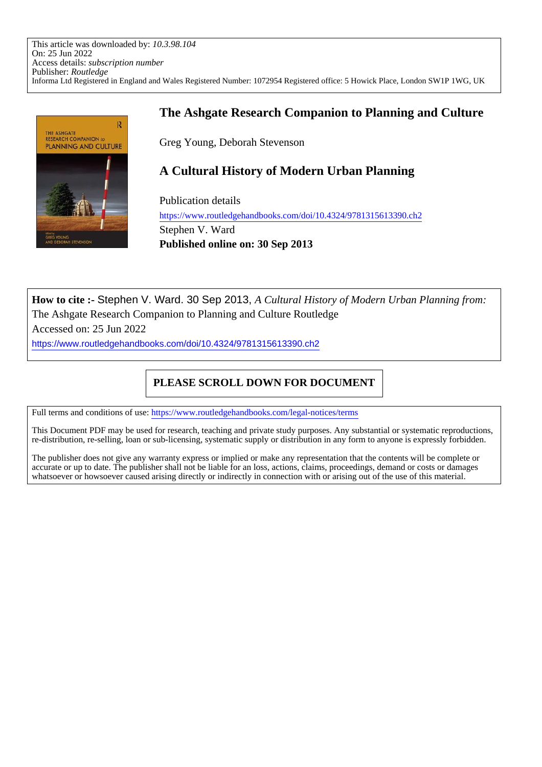This article was downloaded by: *10.3.98.104*
On: 25 Jun 2022
Access details: *subscription number*
Publisher: *Routledge*
Informa Ltd Registered in England and Wales Registered Number: 1072954 Registered office: 5 Howick Place, London SW1P 1WG, UK

# The Ashgate Research Companion to Planning and Culture

Greg Young, Deborah Stevenson

## A Cultural History of Modern Urban Planning

Publication details
https://www.routledgehandbooks.com/doi/10.4324/9781315613390.ch2
Stephen V. Ward
**Published online on: 30 Sep 2013**

**How to cite :-** Stephen V. Ward. 30 Sep 2013, *A Cultural History of Modern Urban Planning from:* The Ashgate Research Companion to Planning and Culture Routledge
Accessed on: 25 Jun 2022
https://www.routledgehandbooks.com/doi/10.4324/9781315613390.ch2

**PLEASE SCROLL DOWN FOR DOCUMENT**

Full terms and conditions of use: https://www.routledgehandbooks.com/legal-notices/terms

This Document PDF may be used for research, teaching and private study purposes. Any substantial or systematic reproductions, re-distribution, re-selling, loan or sub-licensing, systematic supply or distribution in any form to anyone is expressly forbidden.

The publisher does not give any warranty express or implied or make any representation that the contents will be complete or accurate or up to date. The publisher shall not be liable for an loss, actions, claims, proceedings, demand or costs or damages whatsoever or howsoever caused arising directly or indirectly in connection with or arising out of the use of this material.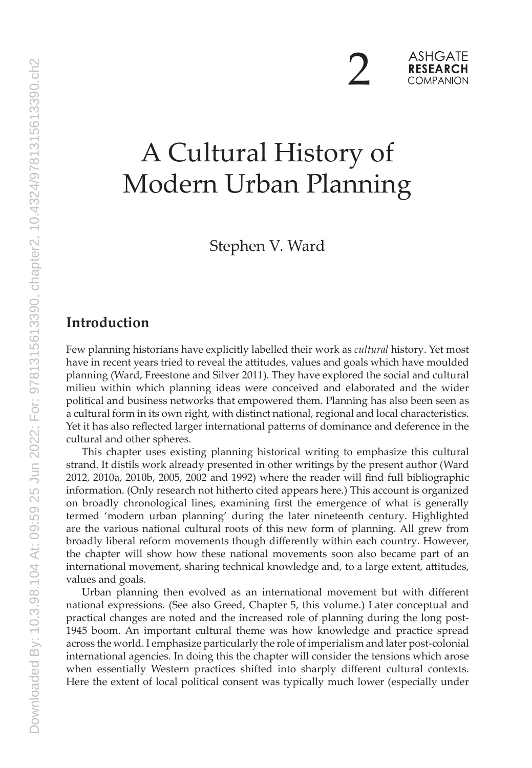# A Cultural History of Modern Urban Planning

Stephen V. Ward

## Introduction

Few planning historians have explicitly labelled their work as *cultural* history. Yet most have in recent years tried to reveal the attitudes, values and goals which have moulded planning (Ward, Freestone and Silver 2011). They have explored the social and cultural milieu within which planning ideas were conceived and elaborated and the wider political and business networks that empowered them. Planning has also been seen as a cultural form in its own right, with distinct national, regional and local characteristics. Yet it has also reflected larger international patterns of dominance and deference in the cultural and other spheres.

This chapter uses existing planning historical writing to emphasize this cultural strand. It distils work already presented in other writings by the present author (Ward 2012, 2010a, 2010b, 2005, 2002 and 1992) where the reader will find full bibliographic information. (Only research not hitherto cited appears here.) This account is organized on broadly chronological lines, examining first the emergence of what is generally termed 'modern urban planning' during the later nineteenth century. Highlighted are the various national cultural roots of this new form of planning. All grew from broadly liberal reform movements though differently within each country. However, the chapter will show how these national movements soon also became part of an international movement, sharing technical knowledge and, to a large extent, attitudes, values and goals.

Urban planning then evolved as an international movement but with different national expressions. (See also Greed, Chapter 5, this volume.) Later conceptual and practical changes are noted and the increased role of planning during the long post-1945 boom. An important cultural theme was how knowledge and practice spread across the world. I emphasize particularly the role of imperialism and later post-colonial international agencies. In doing this the chapter will consider the tensions which arose when essentially Western practices shifted into sharply different cultural contexts. Here the extent of local political consent was typically much lower (especially under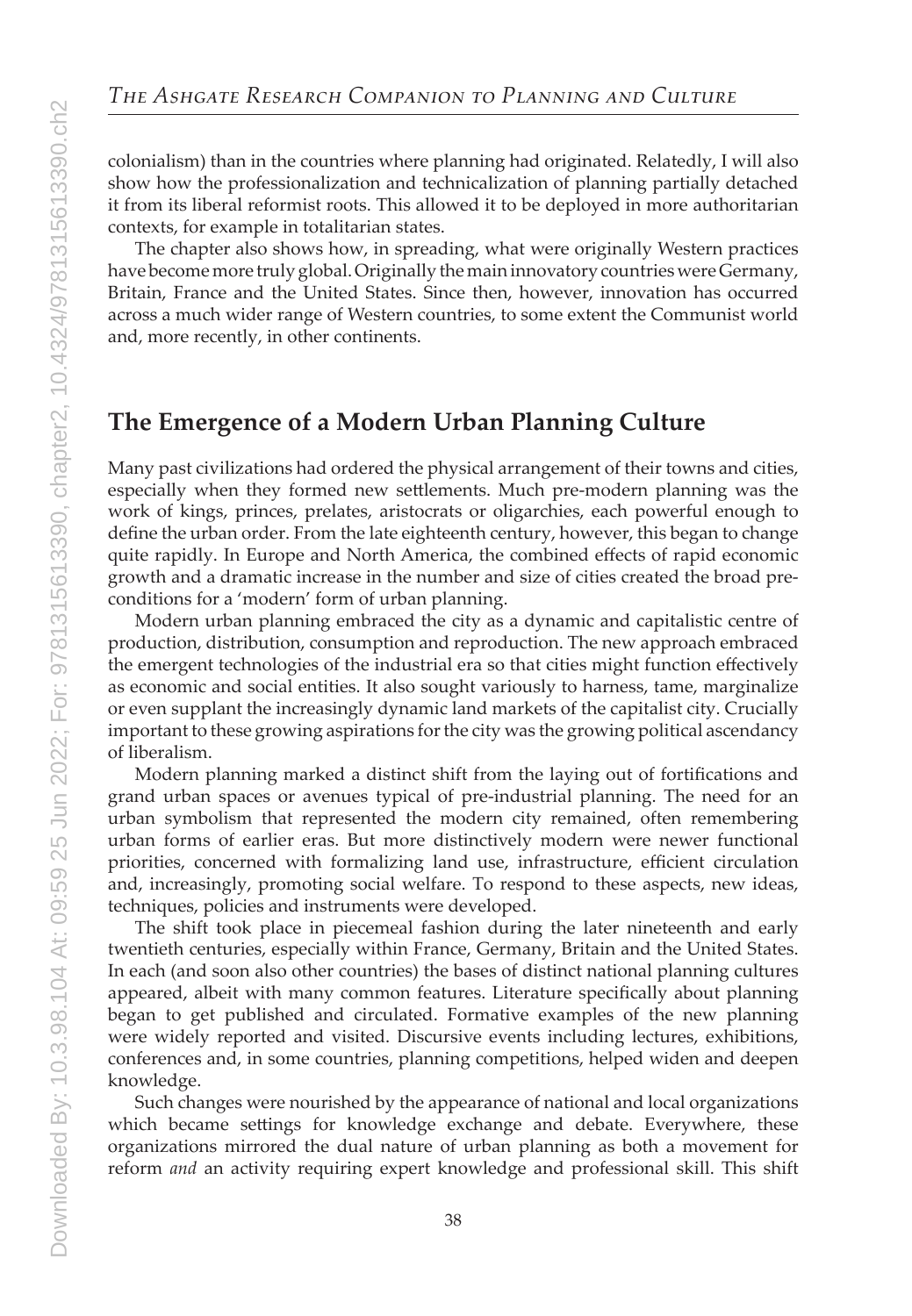colonialism) than in the countries where planning had originated. Relatedly, I will also show how the professionalization and technicalization of planning partially detached it from its liberal reformist roots. This allowed it to be deployed in more authoritarian contexts, for example in totalitarian states.

The chapter also shows how, in spreading, what were originally Western practices have become more truly global. Originally the main innovatory countries were Germany, Britain, France and the United States. Since then, however, innovation has occurred across a much wider range of Western countries, to some extent the Communist world and, more recently, in other continents.

## The Emergence of a Modern Urban Planning Culture

Many past civilizations had ordered the physical arrangement of their towns and cities, especially when they formed new settlements. Much pre-modern planning was the work of kings, princes, prelates, aristocrats or oligarchies, each powerful enough to define the urban order. From the late eighteenth century, however, this began to change quite rapidly. In Europe and North America, the combined effects of rapid economic growth and a dramatic increase in the number and size of cities created the broad preconditions for a 'modern' form of urban planning.

Modern urban planning embraced the city as a dynamic and capitalistic centre of production, distribution, consumption and reproduction. The new approach embraced the emergent technologies of the industrial era so that cities might function effectively as economic and social entities. It also sought variously to harness, tame, marginalize or even supplant the increasingly dynamic land markets of the capitalist city. Crucially important to these growing aspirations for the city was the growing political ascendancy of liberalism.

Modern planning marked a distinct shift from the laying out of fortifications and grand urban spaces or avenues typical of pre-industrial planning. The need for an urban symbolism that represented the modern city remained, often remembering urban forms of earlier eras. But more distinctively modern were newer functional priorities, concerned with formalizing land use, infrastructure, efficient circulation and, increasingly, promoting social welfare. To respond to these aspects, new ideas, techniques, policies and instruments were developed.

The shift took place in piecemeal fashion during the later nineteenth and early twentieth centuries, especially within France, Germany, Britain and the United States. In each (and soon also other countries) the bases of distinct national planning cultures appeared, albeit with many common features. Literature specifically about planning began to get published and circulated. Formative examples of the new planning were widely reported and visited. Discursive events including lectures, exhibitions, conferences and, in some countries, planning competitions, helped widen and deepen knowledge.

Such changes were nourished by the appearance of national and local organizations which became settings for knowledge exchange and debate. Everywhere, these organizations mirrored the dual nature of urban planning as both a movement for reform *and* an activity requiring expert knowledge and professional skill. This shift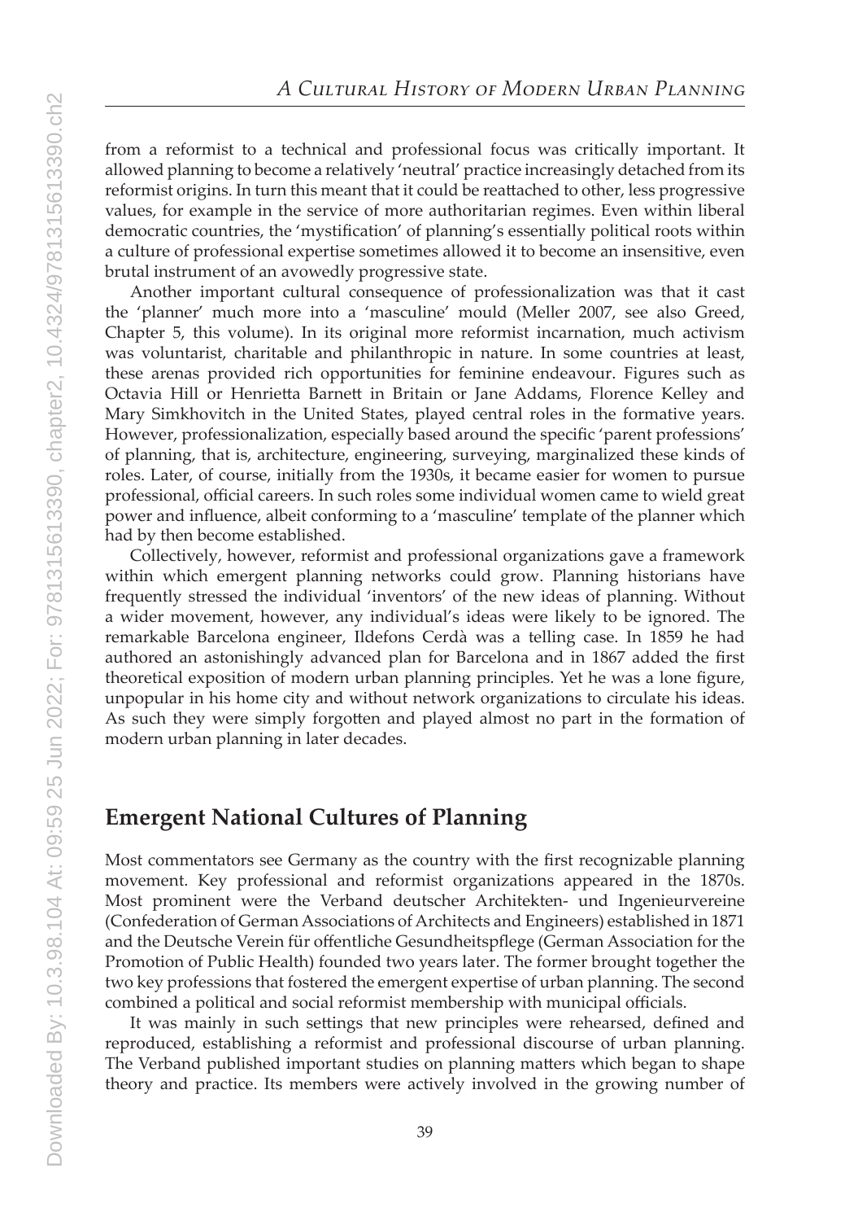from a reformist to a technical and professional focus was critically important. It allowed planning to become a relatively 'neutral' practice increasingly detached from its reformist origins. In turn this meant that it could be reattached to other, less progressive values, for example in the service of more authoritarian regimes. Even within liberal democratic countries, the 'mystification' of planning's essentially political roots within a culture of professional expertise sometimes allowed it to become an insensitive, even brutal instrument of an avowedly progressive state.

Another important cultural consequence of professionalization was that it cast the 'planner' much more into a 'masculine' mould (Meller 2007, see also Greed, Chapter 5, this volume). In its original more reformist incarnation, much activism was voluntarist, charitable and philanthropic in nature. In some countries at least, these arenas provided rich opportunities for feminine endeavour. Figures such as Octavia Hill or Henrietta Barnett in Britain or Jane Addams, Florence Kelley and Mary Simkhovitch in the United States, played central roles in the formative years. However, professionalization, especially based around the specific 'parent professions' of planning, that is, architecture, engineering, surveying, marginalized these kinds of roles. Later, of course, initially from the 1930s, it became easier for women to pursue professional, official careers. In such roles some individual women came to wield great power and influence, albeit conforming to a 'masculine' template of the planner which had by then become established.

Collectively, however, reformist and professional organizations gave a framework within which emergent planning networks could grow. Planning historians have frequently stressed the individual 'inventors' of the new ideas of planning. Without a wider movement, however, any individual's ideas were likely to be ignored. The remarkable Barcelona engineer, Ildefons Cerdà was a telling case. In 1859 he had authored an astonishingly advanced plan for Barcelona and in 1867 added the first theoretical exposition of modern urban planning principles. Yet he was a lone figure, unpopular in his home city and without network organizations to circulate his ideas. As such they were simply forgotten and played almost no part in the formation of modern urban planning in later decades.

## Emergent National Cultures of Planning

Most commentators see Germany as the country with the first recognizable planning movement. Key professional and reformist organizations appeared in the 1870s. Most prominent were the Verband deutscher Architekten- und Ingenieurvereine (Confederation of German Associations of Architects and Engineers) established in 1871 and the Deutsche Verein für offentliche Gesundheitspflege (German Association for the Promotion of Public Health) founded two years later. The former brought together the two key professions that fostered the emergent expertise of urban planning. The second combined a political and social reformist membership with municipal officials.

It was mainly in such settings that new principles were rehearsed, defined and reproduced, establishing a reformist and professional discourse of urban planning. The Verband published important studies on planning matters which began to shape theory and practice. Its members were actively involved in the growing number of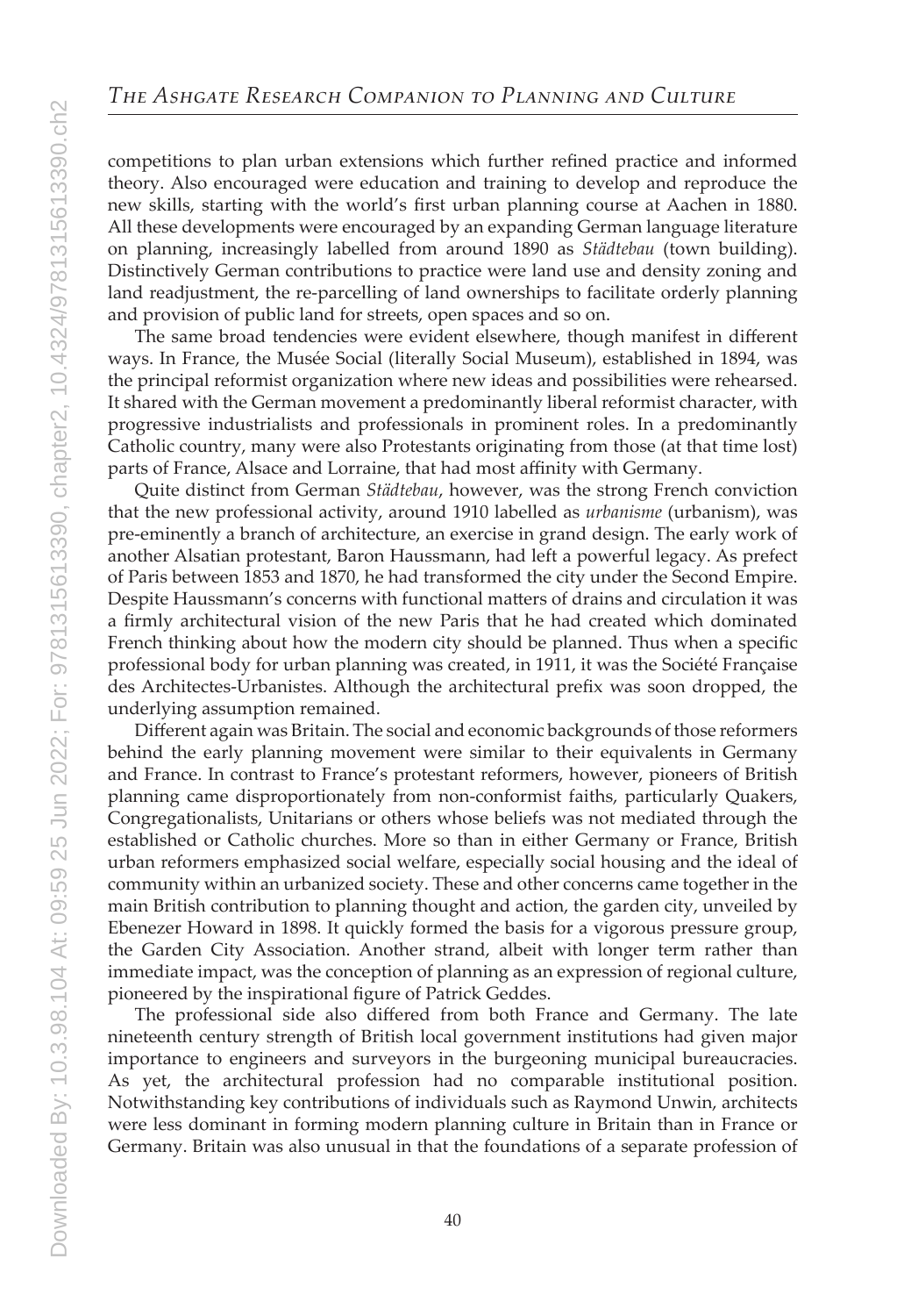competitions to plan urban extensions which further refined practice and informed theory. Also encouraged were education and training to develop and reproduce the new skills, starting with the world's first urban planning course at Aachen in 1880. All these developments were encouraged by an expanding German language literature on planning, increasingly labelled from around 1890 as *Städtebau* (town building). Distinctively German contributions to practice were land use and density zoning and land readjustment, the re-parcelling of land ownerships to facilitate orderly planning and provision of public land for streets, open spaces and so on.

The same broad tendencies were evident elsewhere, though manifest in different ways. In France, the Musée Social (literally Social Museum), established in 1894, was the principal reformist organization where new ideas and possibilities were rehearsed. It shared with the German movement a predominantly liberal reformist character, with progressive industrialists and professionals in prominent roles. In a predominantly Catholic country, many were also Protestants originating from those (at that time lost) parts of France, Alsace and Lorraine, that had most affinity with Germany.

Quite distinct from German *Städtebau*, however, was the strong French conviction that the new professional activity, around 1910 labelled as *urbanisme* (urbanism), was pre-eminently a branch of architecture, an exercise in grand design. The early work of another Alsatian protestant, Baron Haussmann, had left a powerful legacy. As prefect of Paris between 1853 and 1870, he had transformed the city under the Second Empire. Despite Haussmann's concerns with functional matters of drains and circulation it was a firmly architectural vision of the new Paris that he had created which dominated French thinking about how the modern city should be planned. Thus when a specific professional body for urban planning was created, in 1911, it was the Société Française des Architectes-Urbanistes. Although the architectural prefix was soon dropped, the underlying assumption remained.

Different again was Britain. The social and economic backgrounds of those reformers behind the early planning movement were similar to their equivalents in Germany and France. In contrast to France's protestant reformers, however, pioneers of British planning came disproportionately from non-conformist faiths, particularly Quakers, Congregationalists, Unitarians or others whose beliefs was not mediated through the established or Catholic churches. More so than in either Germany or France, British urban reformers emphasized social welfare, especially social housing and the ideal of community within an urbanized society. These and other concerns came together in the main British contribution to planning thought and action, the garden city, unveiled by Ebenezer Howard in 1898. It quickly formed the basis for a vigorous pressure group, the Garden City Association. Another strand, albeit with longer term rather than immediate impact, was the conception of planning as an expression of regional culture, pioneered by the inspirational figure of Patrick Geddes.

The professional side also differed from both France and Germany. The late nineteenth century strength of British local government institutions had given major importance to engineers and surveyors in the burgeoning municipal bureaucracies. As yet, the architectural profession had no comparable institutional position. Notwithstanding key contributions of individuals such as Raymond Unwin, architects were less dominant in forming modern planning culture in Britain than in France or Germany. Britain was also unusual in that the foundations of a separate profession of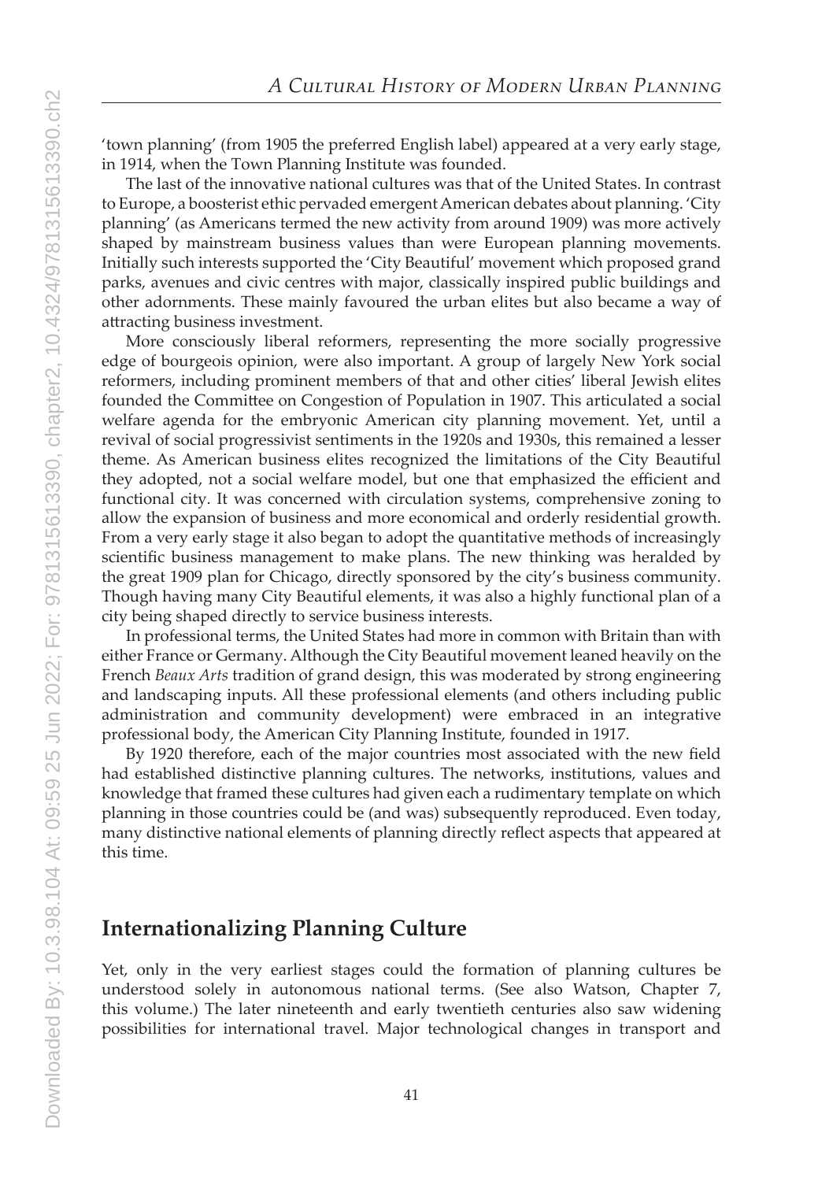'town planning' (from 1905 the preferred English label) appeared at a very early stage, in 1914, when the Town Planning Institute was founded.

The last of the innovative national cultures was that of the United States. In contrast to Europe, a boosterist ethic pervaded emergent American debates about planning. 'City planning' (as Americans termed the new activity from around 1909) was more actively shaped by mainstream business values than were European planning movements. Initially such interests supported the 'City Beautiful' movement which proposed grand parks, avenues and civic centres with major, classically inspired public buildings and other adornments. These mainly favoured the urban elites but also became a way of attracting business investment.

More consciously liberal reformers, representing the more socially progressive edge of bourgeois opinion, were also important. A group of largely New York social reformers, including prominent members of that and other cities' liberal Jewish elites founded the Committee on Congestion of Population in 1907. This articulated a social welfare agenda for the embryonic American city planning movement. Yet, until a revival of social progressivist sentiments in the 1920s and 1930s, this remained a lesser theme. As American business elites recognized the limitations of the City Beautiful they adopted, not a social welfare model, but one that emphasized the efficient and functional city. It was concerned with circulation systems, comprehensive zoning to allow the expansion of business and more economical and orderly residential growth. From a very early stage it also began to adopt the quantitative methods of increasingly scientific business management to make plans. The new thinking was heralded by the great 1909 plan for Chicago, directly sponsored by the city's business community. Though having many City Beautiful elements, it was also a highly functional plan of a city being shaped directly to service business interests.

In professional terms, the United States had more in common with Britain than with either France or Germany. Although the City Beautiful movement leaned heavily on the French *Beaux Arts* tradition of grand design, this was moderated by strong engineering and landscaping inputs. All these professional elements (and others including public administration and community development) were embraced in an integrative professional body, the American City Planning Institute, founded in 1917.

By 1920 therefore, each of the major countries most associated with the new field had established distinctive planning cultures. The networks, institutions, values and knowledge that framed these cultures had given each a rudimentary template on which planning in those countries could be (and was) subsequently reproduced. Even today, many distinctive national elements of planning directly reflect aspects that appeared at this time.

## Internationalizing Planning Culture

Yet, only in the very earliest stages could the formation of planning cultures be understood solely in autonomous national terms. (See also Watson, Chapter 7, this volume.) The later nineteenth and early twentieth centuries also saw widening possibilities for international travel. Major technological changes in transport and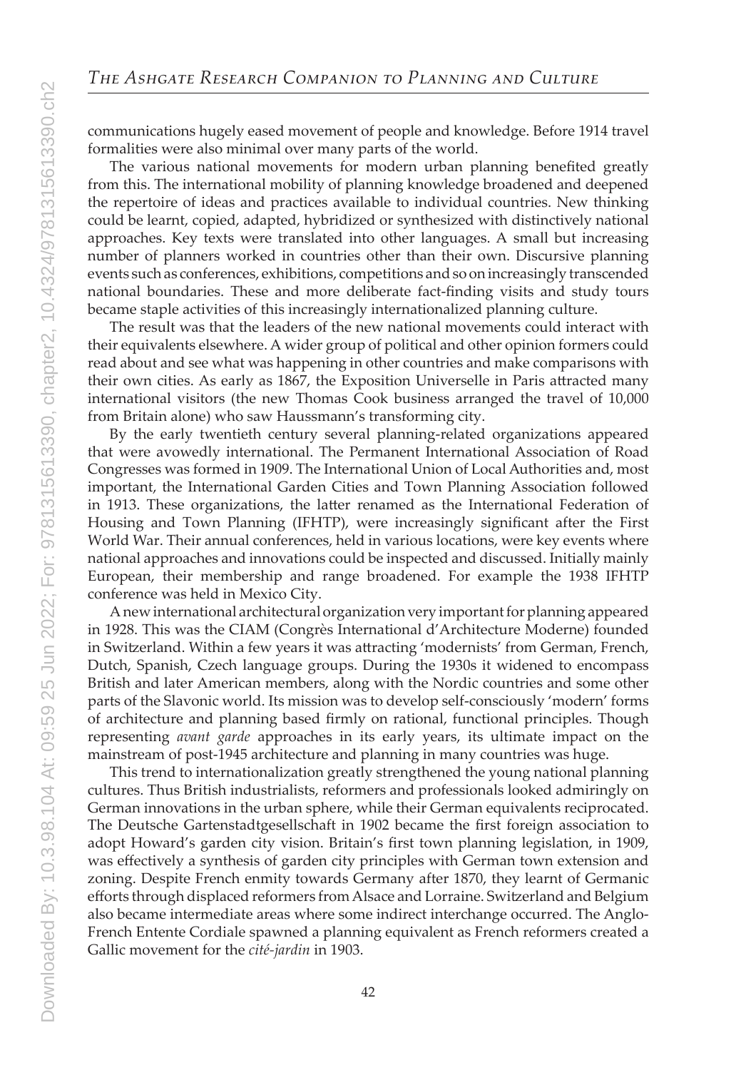communications hugely eased movement of people and knowledge. Before 1914 travel formalities were also minimal over many parts of the world.

The various national movements for modern urban planning benefited greatly from this. The international mobility of planning knowledge broadened and deepened the repertoire of ideas and practices available to individual countries. New thinking could be learnt, copied, adapted, hybridized or synthesized with distinctively national approaches. Key texts were translated into other languages. A small but increasing number of planners worked in countries other than their own. Discursive planning events such as conferences, exhibitions, competitions and so on increasingly transcended national boundaries. These and more deliberate fact-finding visits and study tours became staple activities of this increasingly internationalized planning culture.

The result was that the leaders of the new national movements could interact with their equivalents elsewhere. A wider group of political and other opinion formers could read about and see what was happening in other countries and make comparisons with their own cities. As early as 1867, the Exposition Universelle in Paris attracted many international visitors (the new Thomas Cook business arranged the travel of 10,000 from Britain alone) who saw Haussmann's transforming city.

By the early twentieth century several planning-related organizations appeared that were avowedly international. The Permanent International Association of Road Congresses was formed in 1909. The International Union of Local Authorities and, most important, the International Garden Cities and Town Planning Association followed in 1913. These organizations, the latter renamed as the International Federation of Housing and Town Planning (IFHTP), were increasingly significant after the First World War. Their annual conferences, held in various locations, were key events where national approaches and innovations could be inspected and discussed. Initially mainly European, their membership and range broadened. For example the 1938 IFHTP conference was held in Mexico City.

A new international architectural organization very important for planning appeared in 1928. This was the CIAM (Congrès International d'Architecture Moderne) founded in Switzerland. Within a few years it was attracting 'modernists' from German, French, Dutch, Spanish, Czech language groups. During the 1930s it widened to encompass British and later American members, along with the Nordic countries and some other parts of the Slavonic world. Its mission was to develop self-consciously 'modern' forms of architecture and planning based firmly on rational, functional principles. Though representing *avant garde* approaches in its early years, its ultimate impact on the mainstream of post-1945 architecture and planning in many countries was huge.

This trend to internationalization greatly strengthened the young national planning cultures. Thus British industrialists, reformers and professionals looked admiringly on German innovations in the urban sphere, while their German equivalents reciprocated. The Deutsche Gartenstadtgesellschaft in 1902 became the first foreign association to adopt Howard's garden city vision. Britain's first town planning legislation, in 1909, was effectively a synthesis of garden city principles with German town extension and zoning. Despite French enmity towards Germany after 1870, they learnt of Germanic efforts through displaced reformers from Alsace and Lorraine. Switzerland and Belgium also became intermediate areas where some indirect interchange occurred. The Anglo-French Entente Cordiale spawned a planning equivalent as French reformers created a Gallic movement for the *cité-jardin* in 1903.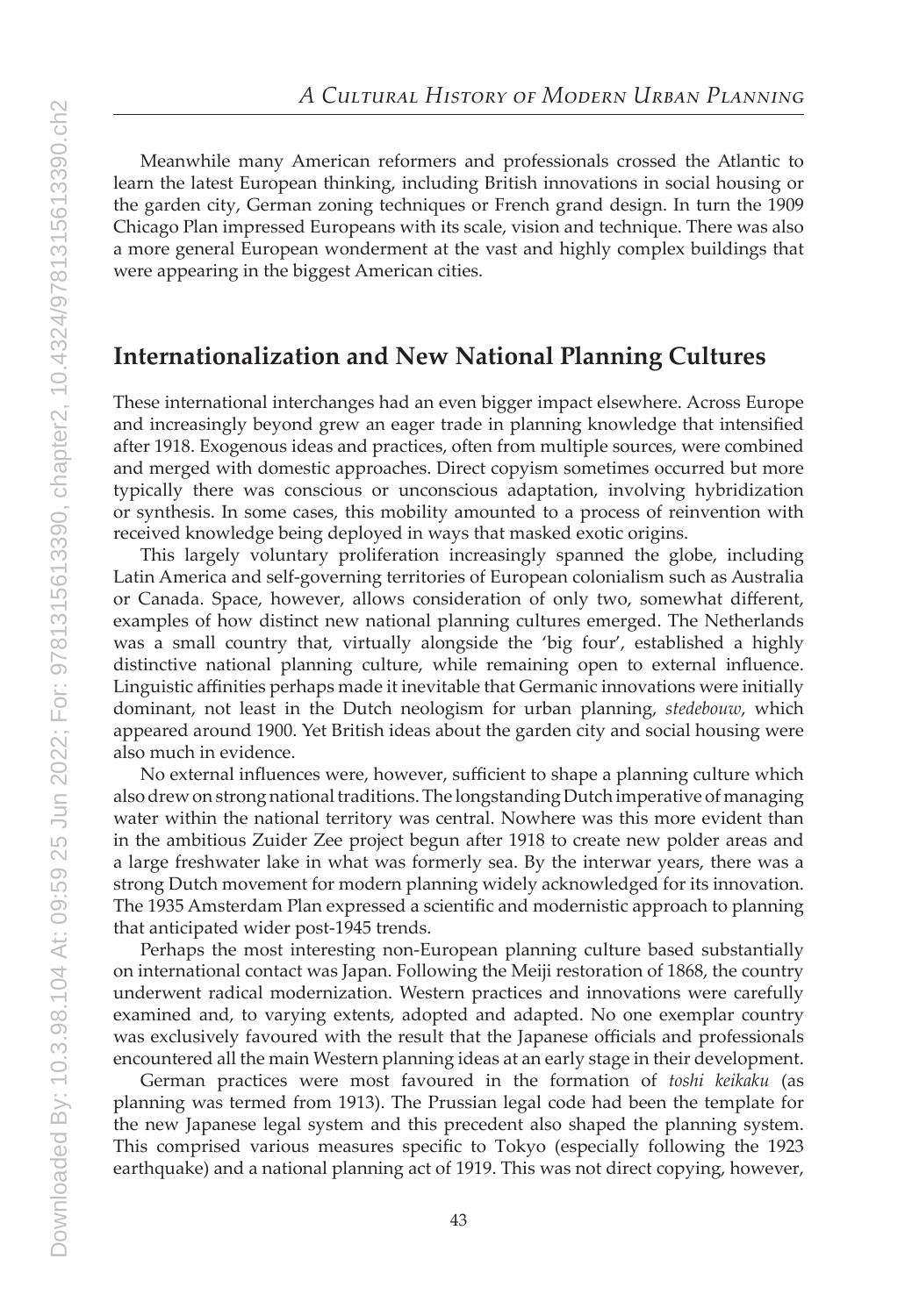Meanwhile many American reformers and professionals crossed the Atlantic to learn the latest European thinking, including British innovations in social housing or the garden city, German zoning techniques or French grand design. In turn the 1909 Chicago Plan impressed Europeans with its scale, vision and technique. There was also a more general European wonderment at the vast and highly complex buildings that were appearing in the biggest American cities.

## Internationalization and New National Planning Cultures

These international interchanges had an even bigger impact elsewhere. Across Europe and increasingly beyond grew an eager trade in planning knowledge that intensified after 1918. Exogenous ideas and practices, often from multiple sources, were combined and merged with domestic approaches. Direct copyism sometimes occurred but more typically there was conscious or unconscious adaptation, involving hybridization or synthesis. In some cases, this mobility amounted to a process of reinvention with received knowledge being deployed in ways that masked exotic origins.

This largely voluntary proliferation increasingly spanned the globe, including Latin America and self-governing territories of European colonialism such as Australia or Canada. Space, however, allows consideration of only two, somewhat different, examples of how distinct new national planning cultures emerged. The Netherlands was a small country that, virtually alongside the 'big four', established a highly distinctive national planning culture, while remaining open to external influence. Linguistic affinities perhaps made it inevitable that Germanic innovations were initially dominant, not least in the Dutch neologism for urban planning, *stedebouw*, which appeared around 1900. Yet British ideas about the garden city and social housing were also much in evidence.

No external influences were, however, sufficient to shape a planning culture which also drew on strong national traditions. The longstanding Dutch imperative of managing water within the national territory was central. Nowhere was this more evident than in the ambitious Zuider Zee project begun after 1918 to create new polder areas and a large freshwater lake in what was formerly sea. By the interwar years, there was a strong Dutch movement for modern planning widely acknowledged for its innovation. The 1935 Amsterdam Plan expressed a scientific and modernistic approach to planning that anticipated wider post-1945 trends.

Perhaps the most interesting non-European planning culture based substantially on international contact was Japan. Following the Meiji restoration of 1868, the country underwent radical modernization. Western practices and innovations were carefully examined and, to varying extents, adopted and adapted. No one exemplar country was exclusively favoured with the result that the Japanese officials and professionals encountered all the main Western planning ideas at an early stage in their development.

German practices were most favoured in the formation of *toshi keikaku* (as planning was termed from 1913). The Prussian legal code had been the template for the new Japanese legal system and this precedent also shaped the planning system. This comprised various measures specific to Tokyo (especially following the 1923 earthquake) and a national planning act of 1919. This was not direct copying, however,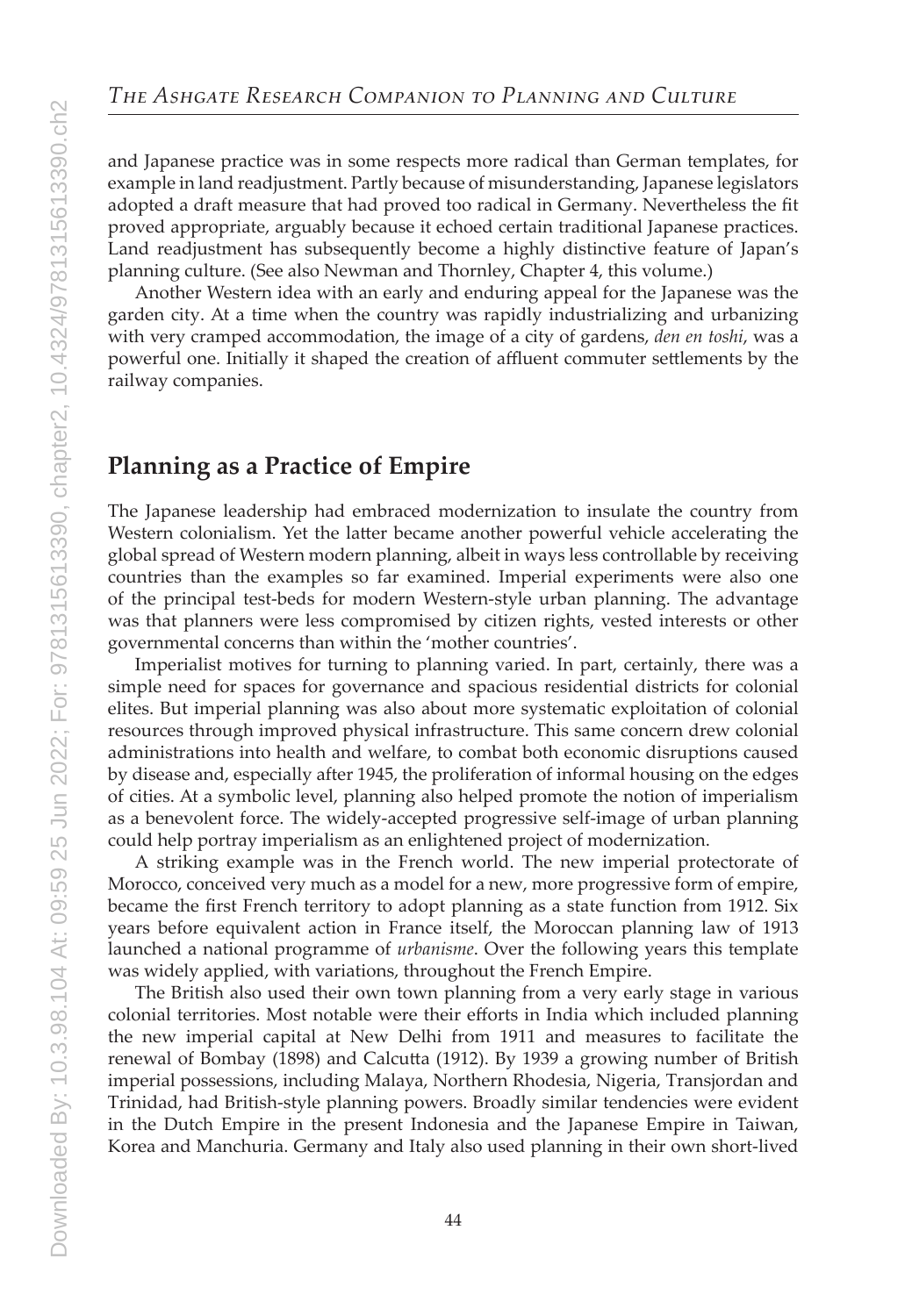and Japanese practice was in some respects more radical than German templates, for example in land readjustment. Partly because of misunderstanding, Japanese legislators adopted a draft measure that had proved too radical in Germany. Nevertheless the fit proved appropriate, arguably because it echoed certain traditional Japanese practices. Land readjustment has subsequently become a highly distinctive feature of Japan's planning culture. (See also Newman and Thornley, Chapter 4, this volume.)

Another Western idea with an early and enduring appeal for the Japanese was the garden city. At a time when the country was rapidly industrializing and urbanizing with very cramped accommodation, the image of a city of gardens, *den en toshi*, was a powerful one. Initially it shaped the creation of affluent commuter settlements by the railway companies.

## Planning as a Practice of Empire

The Japanese leadership had embraced modernization to insulate the country from Western colonialism. Yet the latter became another powerful vehicle accelerating the global spread of Western modern planning, albeit in ways less controllable by receiving countries than the examples so far examined. Imperial experiments were also one of the principal test-beds for modern Western-style urban planning. The advantage was that planners were less compromised by citizen rights, vested interests or other governmental concerns than within the 'mother countries'.

Imperialist motives for turning to planning varied. In part, certainly, there was a simple need for spaces for governance and spacious residential districts for colonial elites. But imperial planning was also about more systematic exploitation of colonial resources through improved physical infrastructure. This same concern drew colonial administrations into health and welfare, to combat both economic disruptions caused by disease and, especially after 1945, the proliferation of informal housing on the edges of cities. At a symbolic level, planning also helped promote the notion of imperialism as a benevolent force. The widely-accepted progressive self-image of urban planning could help portray imperialism as an enlightened project of modernization.

A striking example was in the French world. The new imperial protectorate of Morocco, conceived very much as a model for a new, more progressive form of empire, became the first French territory to adopt planning as a state function from 1912. Six years before equivalent action in France itself, the Moroccan planning law of 1913 launched a national programme of *urbanisme*. Over the following years this template was widely applied, with variations, throughout the French Empire.

The British also used their own town planning from a very early stage in various colonial territories. Most notable were their efforts in India which included planning the new imperial capital at New Delhi from 1911 and measures to facilitate the renewal of Bombay (1898) and Calcutta (1912). By 1939 a growing number of British imperial possessions, including Malaya, Northern Rhodesia, Nigeria, Transjordan and Trinidad, had British-style planning powers. Broadly similar tendencies were evident in the Dutch Empire in the present Indonesia and the Japanese Empire in Taiwan, Korea and Manchuria. Germany and Italy also used planning in their own short-lived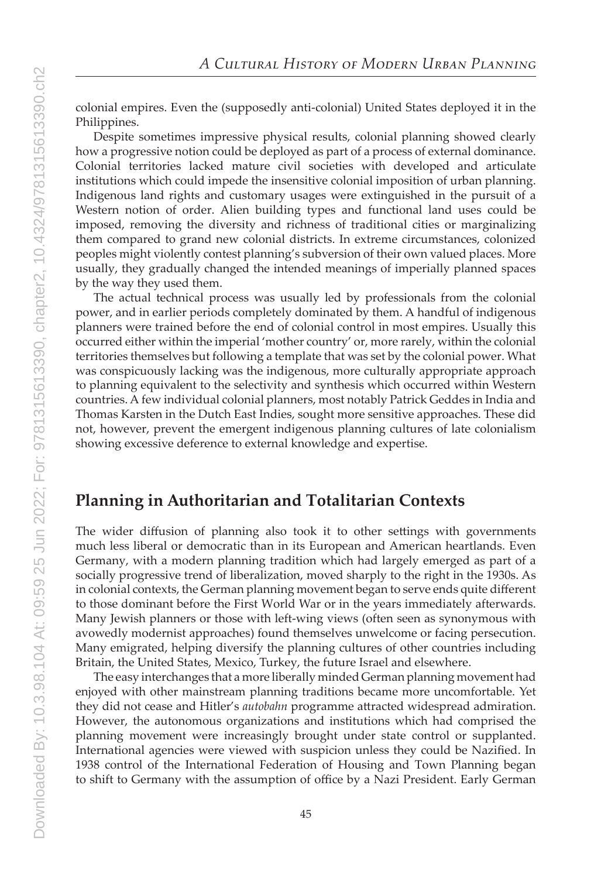colonial empires. Even the (supposedly anti-colonial) United States deployed it in the Philippines.

Despite sometimes impressive physical results, colonial planning showed clearly how a progressive notion could be deployed as part of a process of external dominance. Colonial territories lacked mature civil societies with developed and articulate institutions which could impede the insensitive colonial imposition of urban planning. Indigenous land rights and customary usages were extinguished in the pursuit of a Western notion of order. Alien building types and functional land uses could be imposed, removing the diversity and richness of traditional cities or marginalizing them compared to grand new colonial districts. In extreme circumstances, colonized peoples might violently contest planning's subversion of their own valued places. More usually, they gradually changed the intended meanings of imperially planned spaces by the way they used them.

The actual technical process was usually led by professionals from the colonial power, and in earlier periods completely dominated by them. A handful of indigenous planners were trained before the end of colonial control in most empires. Usually this occurred either within the imperial 'mother country' or, more rarely, within the colonial territories themselves but following a template that was set by the colonial power. What was conspicuously lacking was the indigenous, more culturally appropriate approach to planning equivalent to the selectivity and synthesis which occurred within Western countries. A few individual colonial planners, most notably Patrick Geddes in India and Thomas Karsten in the Dutch East Indies, sought more sensitive approaches. These did not, however, prevent the emergent indigenous planning cultures of late colonialism showing excessive deference to external knowledge and expertise.

## Planning in Authoritarian and Totalitarian Contexts

The wider diffusion of planning also took it to other settings with governments much less liberal or democratic than in its European and American heartlands. Even Germany, with a modern planning tradition which had largely emerged as part of a socially progressive trend of liberalization, moved sharply to the right in the 1930s. As in colonial contexts, the German planning movement began to serve ends quite different to those dominant before the First World War or in the years immediately afterwards. Many Jewish planners or those with left-wing views (often seen as synonymous with avowedly modernist approaches) found themselves unwelcome or facing persecution. Many emigrated, helping diversify the planning cultures of other countries including Britain, the United States, Mexico, Turkey, the future Israel and elsewhere.

The easy interchanges that a more liberally minded German planning movement had enjoyed with other mainstream planning traditions became more uncomfortable. Yet they did not cease and Hitler's *autobahn* programme attracted widespread admiration. However, the autonomous organizations and institutions which had comprised the planning movement were increasingly brought under state control or supplanted. International agencies were viewed with suspicion unless they could be Nazified. In 1938 control of the International Federation of Housing and Town Planning began to shift to Germany with the assumption of office by a Nazi President. Early German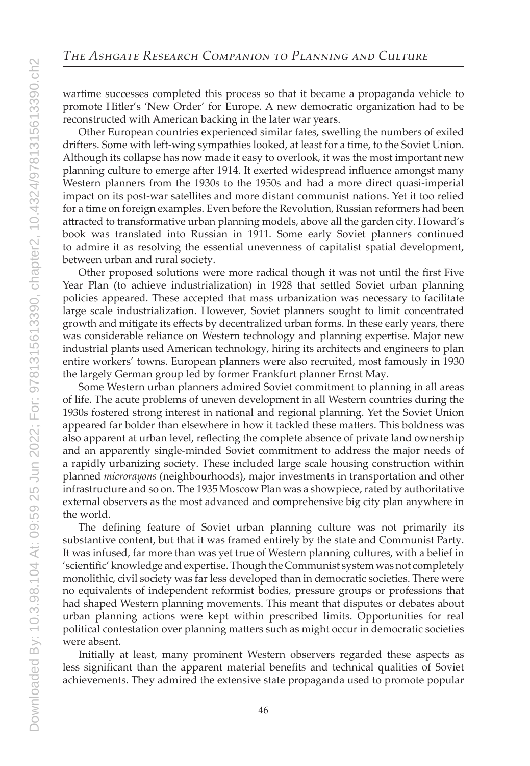wartime successes completed this process so that it became a propaganda vehicle to promote Hitler's 'New Order' for Europe. A new democratic organization had to be reconstructed with American backing in the later war years.

Other European countries experienced similar fates, swelling the numbers of exiled drifters. Some with left-wing sympathies looked, at least for a time, to the Soviet Union. Although its collapse has now made it easy to overlook, it was the most important new planning culture to emerge after 1914. It exerted widespread influence amongst many Western planners from the 1930s to the 1950s and had a more direct quasi-imperial impact on its post-war satellites and more distant communist nations. Yet it too relied for a time on foreign examples. Even before the Revolution, Russian reformers had been attracted to transformative urban planning models, above all the garden city. Howard's book was translated into Russian in 1911. Some early Soviet planners continued to admire it as resolving the essential unevenness of capitalist spatial development, between urban and rural society.

Other proposed solutions were more radical though it was not until the first Five Year Plan (to achieve industrialization) in 1928 that settled Soviet urban planning policies appeared. These accepted that mass urbanization was necessary to facilitate large scale industrialization. However, Soviet planners sought to limit concentrated growth and mitigate its effects by decentralized urban forms. In these early years, there was considerable reliance on Western technology and planning expertise. Major new industrial plants used American technology, hiring its architects and engineers to plan entire workers' towns. European planners were also recruited, most famously in 1930 the largely German group led by former Frankfurt planner Ernst May.

Some Western urban planners admired Soviet commitment to planning in all areas of life. The acute problems of uneven development in all Western countries during the 1930s fostered strong interest in national and regional planning. Yet the Soviet Union appeared far bolder than elsewhere in how it tackled these matters. This boldness was also apparent at urban level, reflecting the complete absence of private land ownership and an apparently single-minded Soviet commitment to address the major needs of a rapidly urbanizing society. These included large scale housing construction within planned *microrayons* (neighbourhoods), major investments in transportation and other infrastructure and so on. The 1935 Moscow Plan was a showpiece, rated by authoritative external observers as the most advanced and comprehensive big city plan anywhere in the world.

The defining feature of Soviet urban planning culture was not primarily its substantive content, but that it was framed entirely by the state and Communist Party. It was infused, far more than was yet true of Western planning cultures, with a belief in 'scientific' knowledge and expertise. Though the Communist system was not completely monolithic, civil society was far less developed than in democratic societies. There were no equivalents of independent reformist bodies, pressure groups or professions that had shaped Western planning movements. This meant that disputes or debates about urban planning actions were kept within prescribed limits. Opportunities for real political contestation over planning matters such as might occur in democratic societies were absent.

Initially at least, many prominent Western observers regarded these aspects as less significant than the apparent material benefits and technical qualities of Soviet achievements. They admired the extensive state propaganda used to promote popular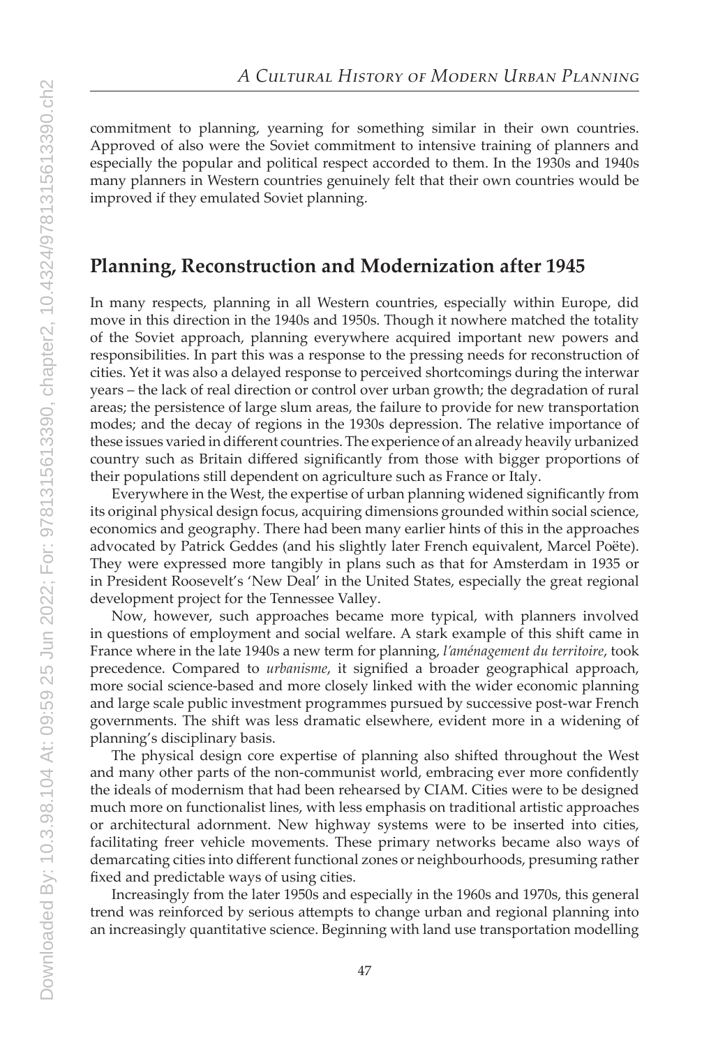commitment to planning, yearning for something similar in their own countries. Approved of also were the Soviet commitment to intensive training of planners and especially the popular and political respect accorded to them. In the 1930s and 1940s many planners in Western countries genuinely felt that their own countries would be improved if they emulated Soviet planning.

## Planning, Reconstruction and Modernization after 1945

In many respects, planning in all Western countries, especially within Europe, did move in this direction in the 1940s and 1950s. Though it nowhere matched the totality of the Soviet approach, planning everywhere acquired important new powers and responsibilities. In part this was a response to the pressing needs for reconstruction of cities. Yet it was also a delayed response to perceived shortcomings during the interwar years – the lack of real direction or control over urban growth; the degradation of rural areas; the persistence of large slum areas, the failure to provide for new transportation modes; and the decay of regions in the 1930s depression. The relative importance of these issues varied in different countries. The experience of an already heavily urbanized country such as Britain differed significantly from those with bigger proportions of their populations still dependent on agriculture such as France or Italy.

Everywhere in the West, the expertise of urban planning widened significantly from its original physical design focus, acquiring dimensions grounded within social science, economics and geography. There had been many earlier hints of this in the approaches advocated by Patrick Geddes (and his slightly later French equivalent, Marcel Poëte). They were expressed more tangibly in plans such as that for Amsterdam in 1935 or in President Roosevelt's 'New Deal' in the United States, especially the great regional development project for the Tennessee Valley.

Now, however, such approaches became more typical, with planners involved in questions of employment and social welfare. A stark example of this shift came in France where in the late 1940s a new term for planning, *l'aménagement du territoire*, took precedence. Compared to *urbanisme*, it signified a broader geographical approach, more social science-based and more closely linked with the wider economic planning and large scale public investment programmes pursued by successive post-war French governments. The shift was less dramatic elsewhere, evident more in a widening of planning's disciplinary basis.

The physical design core expertise of planning also shifted throughout the West and many other parts of the non-communist world, embracing ever more confidently the ideals of modernism that had been rehearsed by CIAM. Cities were to be designed much more on functionalist lines, with less emphasis on traditional artistic approaches or architectural adornment. New highway systems were to be inserted into cities, facilitating freer vehicle movements. These primary networks became also ways of demarcating cities into different functional zones or neighbourhoods, presuming rather fixed and predictable ways of using cities.

Increasingly from the later 1950s and especially in the 1960s and 1970s, this general trend was reinforced by serious attempts to change urban and regional planning into an increasingly quantitative science. Beginning with land use transportation modelling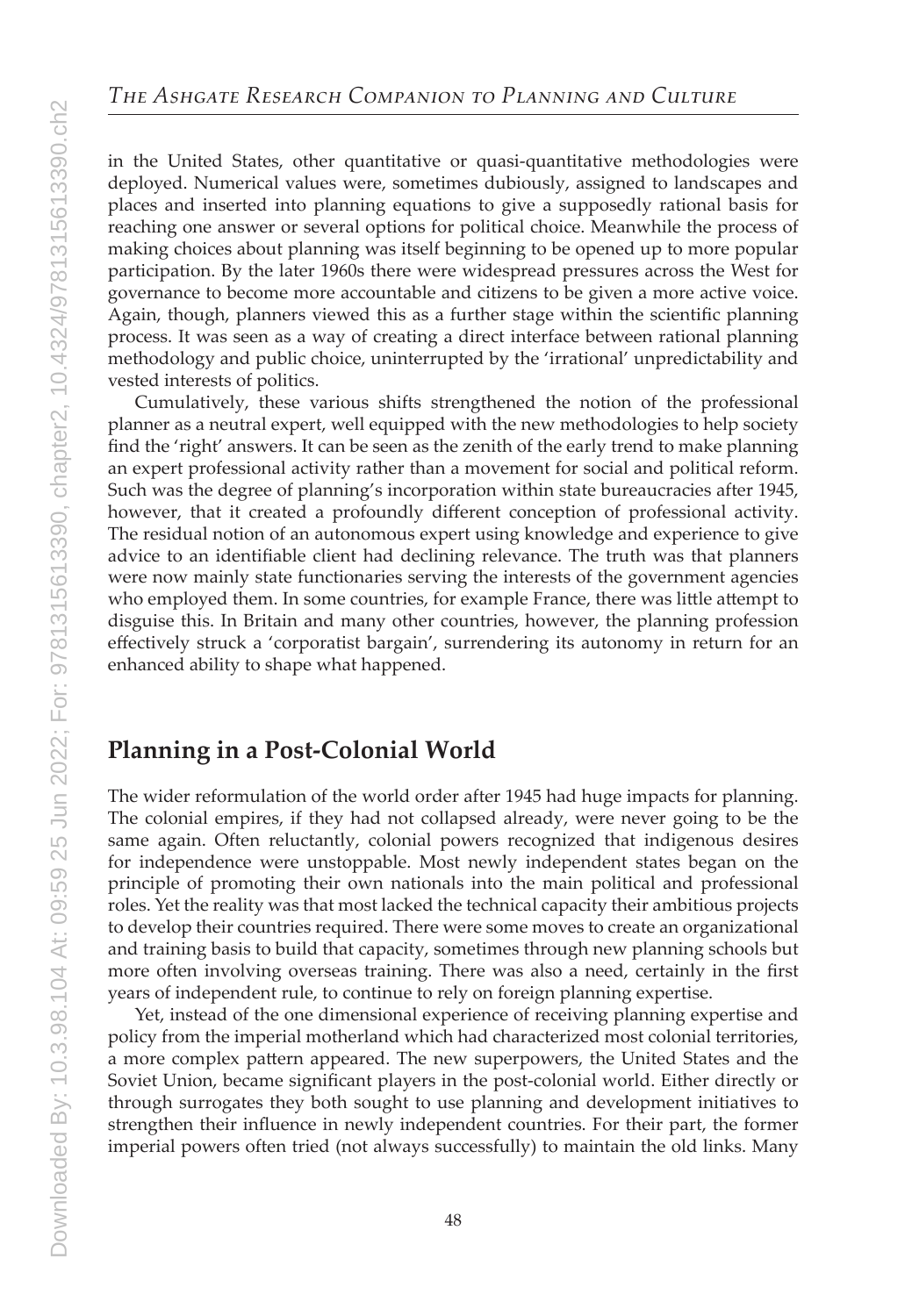in the United States, other quantitative or quasi-quantitative methodologies were deployed. Numerical values were, sometimes dubiously, assigned to landscapes and places and inserted into planning equations to give a supposedly rational basis for reaching one answer or several options for political choice. Meanwhile the process of making choices about planning was itself beginning to be opened up to more popular participation. By the later 1960s there were widespread pressures across the West for governance to become more accountable and citizens to be given a more active voice. Again, though, planners viewed this as a further stage within the scientific planning process. It was seen as a way of creating a direct interface between rational planning methodology and public choice, uninterrupted by the 'irrational' unpredictability and vested interests of politics.

Cumulatively, these various shifts strengthened the notion of the professional planner as a neutral expert, well equipped with the new methodologies to help society find the 'right' answers. It can be seen as the zenith of the early trend to make planning an expert professional activity rather than a movement for social and political reform. Such was the degree of planning's incorporation within state bureaucracies after 1945, however, that it created a profoundly different conception of professional activity. The residual notion of an autonomous expert using knowledge and experience to give advice to an identifiable client had declining relevance. The truth was that planners were now mainly state functionaries serving the interests of the government agencies who employed them. In some countries, for example France, there was little attempt to disguise this. In Britain and many other countries, however, the planning profession effectively struck a 'corporatist bargain', surrendering its autonomy in return for an enhanced ability to shape what happened.

## Planning in a Post-Colonial World

The wider reformulation of the world order after 1945 had huge impacts for planning. The colonial empires, if they had not collapsed already, were never going to be the same again. Often reluctantly, colonial powers recognized that indigenous desires for independence were unstoppable. Most newly independent states began on the principle of promoting their own nationals into the main political and professional roles. Yet the reality was that most lacked the technical capacity their ambitious projects to develop their countries required. There were some moves to create an organizational and training basis to build that capacity, sometimes through new planning schools but more often involving overseas training. There was also a need, certainly in the first years of independent rule, to continue to rely on foreign planning expertise.

Yet, instead of the one dimensional experience of receiving planning expertise and policy from the imperial motherland which had characterized most colonial territories, a more complex pattern appeared. The new superpowers, the United States and the Soviet Union, became significant players in the post-colonial world. Either directly or through surrogates they both sought to use planning and development initiatives to strengthen their influence in newly independent countries. For their part, the former imperial powers often tried (not always successfully) to maintain the old links. Many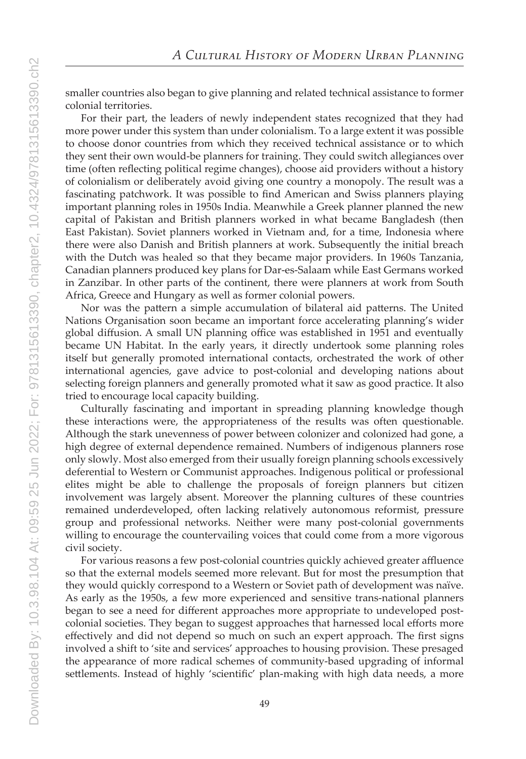smaller countries also began to give planning and related technical assistance to former colonial territories.

For their part, the leaders of newly independent states recognized that they had more power under this system than under colonialism. To a large extent it was possible to choose donor countries from which they received technical assistance or to which they sent their own would-be planners for training. They could switch allegiances over time (often reflecting political regime changes), choose aid providers without a history of colonialism or deliberately avoid giving one country a monopoly. The result was a fascinating patchwork. It was possible to find American and Swiss planners playing important planning roles in 1950s India. Meanwhile a Greek planner planned the new capital of Pakistan and British planners worked in what became Bangladesh (then East Pakistan). Soviet planners worked in Vietnam and, for a time, Indonesia where there were also Danish and British planners at work. Subsequently the initial breach with the Dutch was healed so that they became major providers. In 1960s Tanzania, Canadian planners produced key plans for Dar-es-Salaam while East Germans worked in Zanzibar. In other parts of the continent, there were planners at work from South Africa, Greece and Hungary as well as former colonial powers.

Nor was the pattern a simple accumulation of bilateral aid patterns. The United Nations Organisation soon became an important force accelerating planning's wider global diffusion. A small UN planning office was established in 1951 and eventually became UN Habitat. In the early years, it directly undertook some planning roles itself but generally promoted international contacts, orchestrated the work of other international agencies, gave advice to post-colonial and developing nations about selecting foreign planners and generally promoted what it saw as good practice. It also tried to encourage local capacity building.

Culturally fascinating and important in spreading planning knowledge though these interactions were, the appropriateness of the results was often questionable. Although the stark unevenness of power between colonizer and colonized had gone, a high degree of external dependence remained. Numbers of indigenous planners rose only slowly. Most also emerged from their usually foreign planning schools excessively deferential to Western or Communist approaches. Indigenous political or professional elites might be able to challenge the proposals of foreign planners but citizen involvement was largely absent. Moreover the planning cultures of these countries remained underdeveloped, often lacking relatively autonomous reformist, pressure group and professional networks. Neither were many post-colonial governments willing to encourage the countervailing voices that could come from a more vigorous civil society.

For various reasons a few post-colonial countries quickly achieved greater affluence so that the external models seemed more relevant. But for most the presumption that they would quickly correspond to a Western or Soviet path of development was naïve. As early as the 1950s, a few more experienced and sensitive trans-national planners began to see a need for different approaches more appropriate to undeveloped post-colonial societies. They began to suggest approaches that harnessed local efforts more effectively and did not depend so much on such an expert approach. The first signs involved a shift to 'site and services' approaches to housing provision. These presaged the appearance of more radical schemes of community-based upgrading of informal settlements. Instead of highly 'scientific' plan-making with high data needs, a more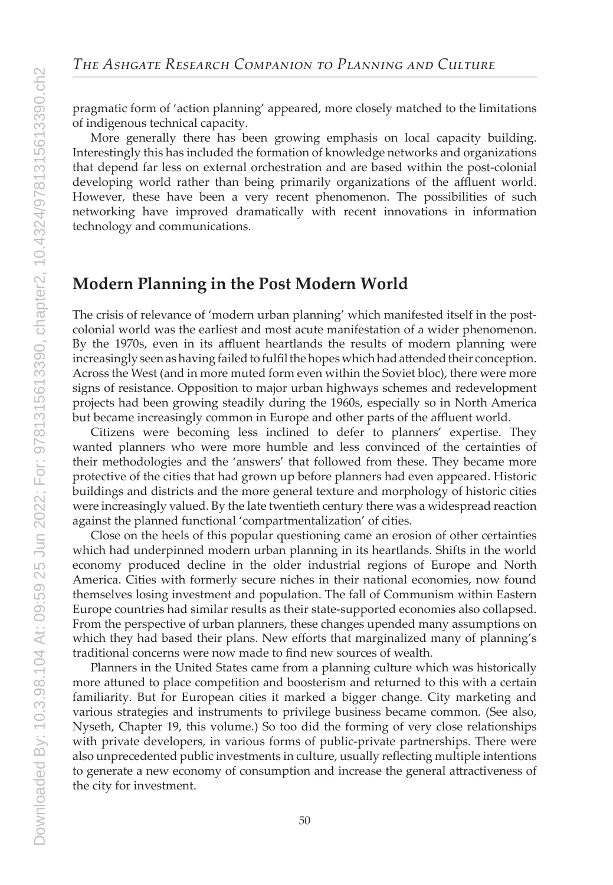pragmatic form of 'action planning' appeared, more closely matched to the limitations of indigenous technical capacity.

More generally there has been growing emphasis on local capacity building. Interestingly this has included the formation of knowledge networks and organizations that depend far less on external orchestration and are based within the post-colonial developing world rather than being primarily organizations of the affluent world. However, these have been a very recent phenomenon. The possibilities of such networking have improved dramatically with recent innovations in information technology and communications.

## Modern Planning in the Post Modern World

The crisis of relevance of 'modern urban planning' which manifested itself in the post-colonial world was the earliest and most acute manifestation of a wider phenomenon. By the 1970s, even in its affluent heartlands the results of modern planning were increasingly seen as having failed to fulfil the hopes which had attended their conception. Across the West (and in more muted form even within the Soviet bloc), there were more signs of resistance. Opposition to major urban highways schemes and redevelopment projects had been growing steadily during the 1960s, especially so in North America but became increasingly common in Europe and other parts of the affluent world.

Citizens were becoming less inclined to defer to planners' expertise. They wanted planners who were more humble and less convinced of the certainties of their methodologies and the 'answers' that followed from these. They became more protective of the cities that had grown up before planners had even appeared. Historic buildings and districts and the more general texture and morphology of historic cities were increasingly valued. By the late twentieth century there was a widespread reaction against the planned functional 'compartmentalization' of cities.

Close on the heels of this popular questioning came an erosion of other certainties which had underpinned modern urban planning in its heartlands. Shifts in the world economy produced decline in the older industrial regions of Europe and North America. Cities with formerly secure niches in their national economies, now found themselves losing investment and population. The fall of Communism within Eastern Europe countries had similar results as their state-supported economies also collapsed. From the perspective of urban planners, these changes upended many assumptions on which they had based their plans. New efforts that marginalized many of planning's traditional concerns were now made to find new sources of wealth.

Planners in the United States came from a planning culture which was historically more attuned to place competition and boosterism and returned to this with a certain familiarity. But for European cities it marked a bigger change. City marketing and various strategies and instruments to privilege business became common. (See also, Nyseth, Chapter 19, this volume.) So too did the forming of very close relationships with private developers, in various forms of public-private partnerships. There were also unprecedented public investments in culture, usually reflecting multiple intentions to generate a new economy of consumption and increase the general attractiveness of the city for investment.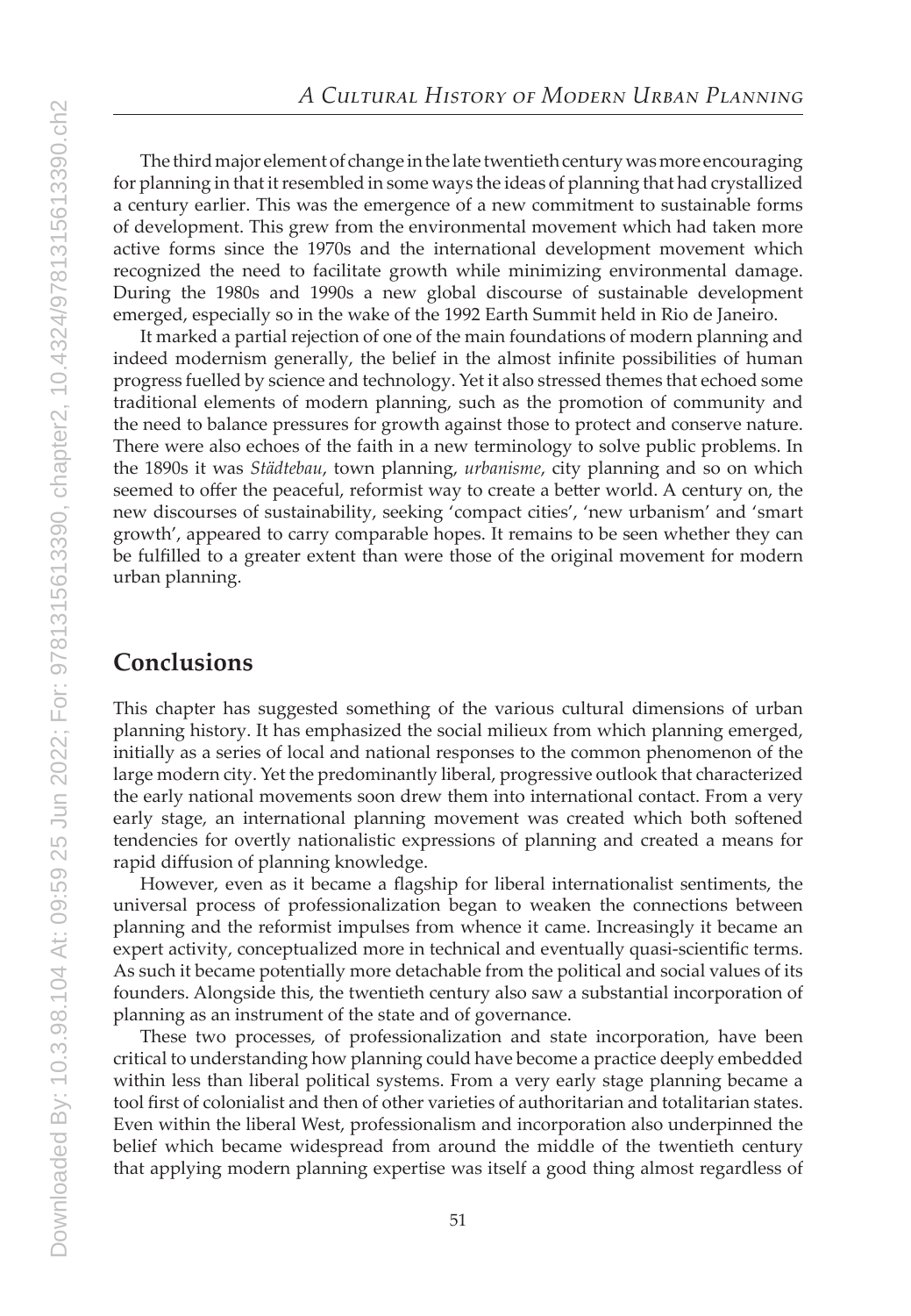The third major element of change in the late twentieth century was more encouraging for planning in that it resembled in some ways the ideas of planning that had crystallized a century earlier. This was the emergence of a new commitment to sustainable forms of development. This grew from the environmental movement which had taken more active forms since the 1970s and the international development movement which recognized the need to facilitate growth while minimizing environmental damage. During the 1980s and 1990s a new global discourse of sustainable development emerged, especially so in the wake of the 1992 Earth Summit held in Rio de Janeiro.

It marked a partial rejection of one of the main foundations of modern planning and indeed modernism generally, the belief in the almost infinite possibilities of human progress fuelled by science and technology. Yet it also stressed themes that echoed some traditional elements of modern planning, such as the promotion of community and the need to balance pressures for growth against those to protect and conserve nature. There were also echoes of the faith in a new terminology to solve public problems. In the 1890s it was *Städtebau*, town planning, *urbanisme*, city planning and so on which seemed to offer the peaceful, reformist way to create a better world. A century on, the new discourses of sustainability, seeking 'compact cities', 'new urbanism' and 'smart growth', appeared to carry comparable hopes. It remains to be seen whether they can be fulfilled to a greater extent than were those of the original movement for modern urban planning.

## Conclusions

This chapter has suggested something of the various cultural dimensions of urban planning history. It has emphasized the social milieux from which planning emerged, initially as a series of local and national responses to the common phenomenon of the large modern city. Yet the predominantly liberal, progressive outlook that characterized the early national movements soon drew them into international contact. From a very early stage, an international planning movement was created which both softened tendencies for overtly nationalistic expressions of planning and created a means for rapid diffusion of planning knowledge.

However, even as it became a flagship for liberal internationalist sentiments, the universal process of professionalization began to weaken the connections between planning and the reformist impulses from whence it came. Increasingly it became an expert activity, conceptualized more in technical and eventually quasi-scientific terms. As such it became potentially more detachable from the political and social values of its founders. Alongside this, the twentieth century also saw a substantial incorporation of planning as an instrument of the state and of governance.

These two processes, of professionalization and state incorporation, have been critical to understanding how planning could have become a practice deeply embedded within less than liberal political systems. From a very early stage planning became a tool first of colonialist and then of other varieties of authoritarian and totalitarian states. Even within the liberal West, professionalism and incorporation also underpinned the belief which became widespread from around the middle of the twentieth century that applying modern planning expertise was itself a good thing almost regardless of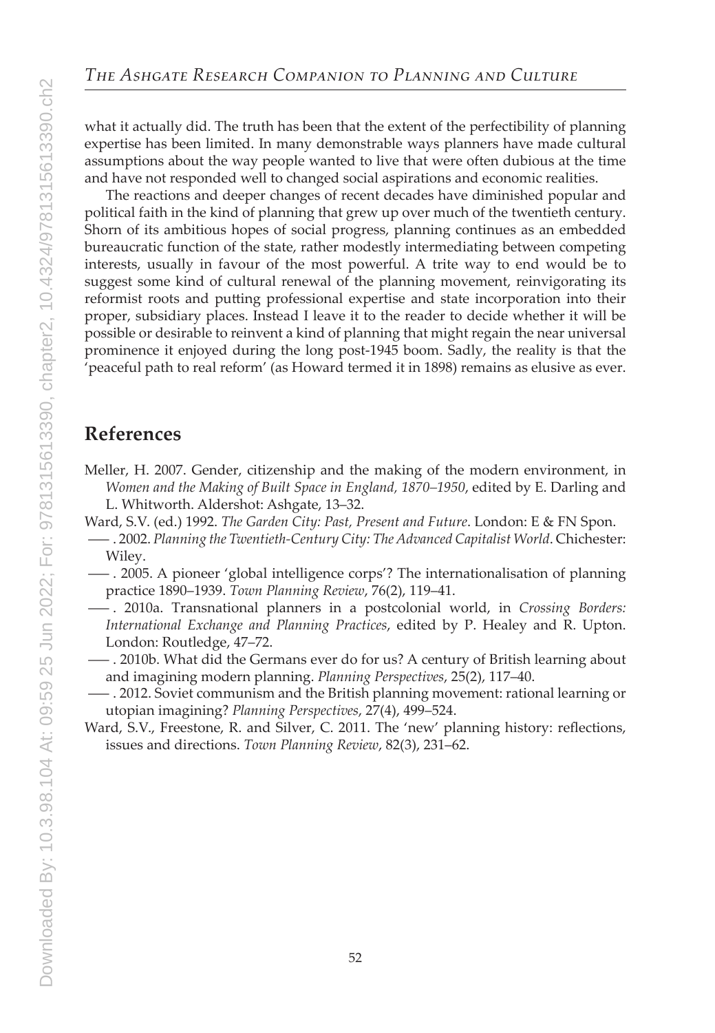what it actually did. The truth has been that the extent of the perfectibility of planning expertise has been limited. In many demonstrable ways planners have made cultural assumptions about the way people wanted to live that were often dubious at the time and have not responded well to changed social aspirations and economic realities.

The reactions and deeper changes of recent decades have diminished popular and political faith in the kind of planning that grew up over much of the twentieth century. Shorn of its ambitious hopes of social progress, planning continues as an embedded bureaucratic function of the state, rather modestly intermediating between competing interests, usually in favour of the most powerful. A trite way to end would be to suggest some kind of cultural renewal of the planning movement, reinvigorating its reformist roots and putting professional expertise and state incorporation into their proper, subsidiary places. Instead I leave it to the reader to decide whether it will be possible or desirable to reinvent a kind of planning that might regain the near universal prominence it enjoyed during the long post-1945 boom. Sadly, the reality is that the 'peaceful path to real reform' (as Howard termed it in 1898) remains as elusive as ever.

## References

Meller, H. 2007. Gender, citizenship and the making of the modern environment, in *Women and the Making of Built Space in England, 1870–1950*, edited by E. Darling and L. Whitworth. Aldershot: Ashgate, 13–32.

Ward, S.V. (ed.) 1992. *The Garden City: Past, Present and Future*. London: E & FN Spon.

—— . 2002. *Planning the Twentieth-Century City: The Advanced Capitalist World*. Chichester: Wiley.

—— . 2005. A pioneer 'global intelligence corps'? The internationalisation of planning practice 1890–1939. *Town Planning Review*, 76(2), 119–41.

—— . 2010a. Transnational planners in a postcolonial world, in *Crossing Borders: International Exchange and Planning Practices*, edited by P. Healey and R. Upton. London: Routledge, 47–72.

—— . 2010b. What did the Germans ever do for us? A century of British learning about and imagining modern planning. *Planning Perspectives*, 25(2), 117–40.

—— . 2012. Soviet communism and the British planning movement: rational learning or utopian imagining? *Planning Perspectives*, 27(4), 499–524.

Ward, S.V., Freestone, R. and Silver, C. 2011. The 'new' planning history: reflections, issues and directions. *Town Planning Review*, 82(3), 231–62.